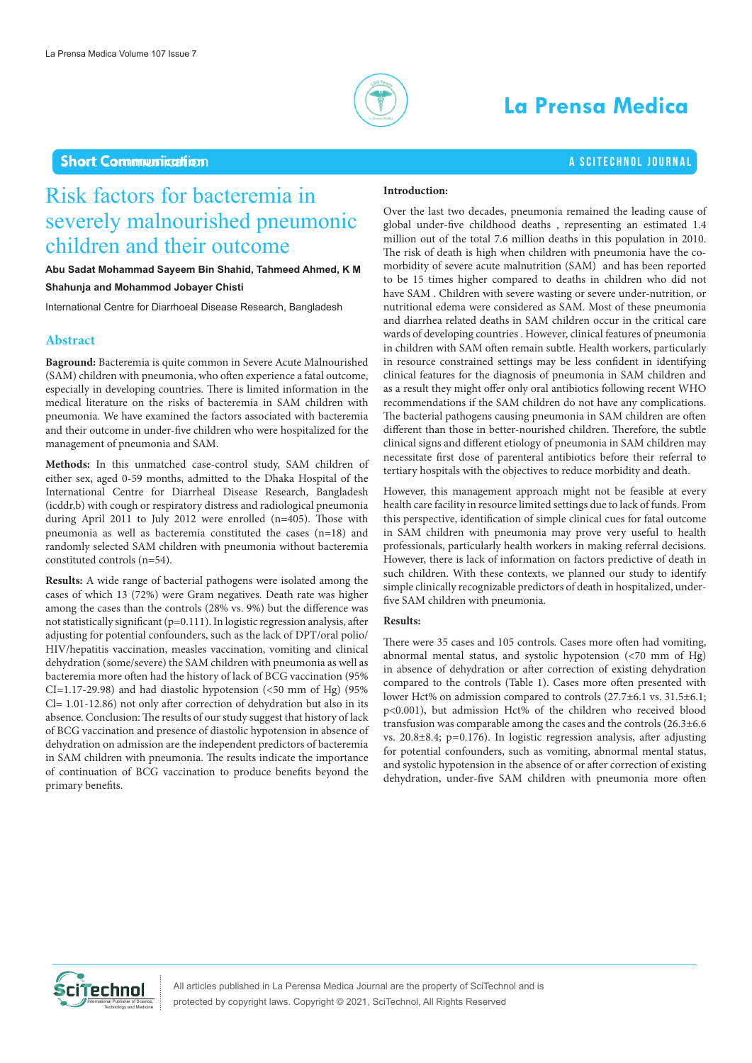Short Communication

# Risk factors for bacteremia in severely malnourished pneumonic children and their outcome

**Abu Sadat Mohammad Sayeem Bin Shahid, Tahmeed Ahmed, K M Shahunja and Mohammod Jobayer Chisti**

International Centre for Diarrhoeal Disease Research, Bangladesh

## Abstract

**Baground:** Bacteremia is quite common in Severe Acute Malnourished (SAM) children with pneumonia, who often experience a fatal outcome, especially in developing countries. There is limited information in the medical literature on the risks of bacteremia in SAM children with pneumonia. We have examined the factors associated with bacteremia and their outcome in under-five children who were hospitalized for the management of pneumonia and SAM.

**Methods:** In this unmatched case-control study, SAM children of either sex, aged 0-59 months, admitted to the Dhaka Hospital of the International Centre for Diarrheal Disease Research, Bangladesh (icddr,b) with cough or respiratory distress and radiological pneumonia during April 2011 to July 2012 were enrolled (n=405). Those with pneumonia as well as bacteremia constituted the cases (n=18) and randomly selected SAM children with pneumonia without bacteremia constituted controls (n=54).

**Results:** A wide range of bacterial pathogens were isolated among the cases of which 13 (72%) were Gram negatives. Death rate was higher among the cases than the controls (28% vs. 9%) but the difference was not statistically significant (p=0.111). In logistic regression analysis, after adjusting for potential confounders, such as the lack of DPT/oral polio/HIV/hepatitis vaccination, measles vaccination, vomiting and clinical dehydration (some/severe) the SAM children with pneumonia as well as bacteremia more often had the history of lack of BCG vaccination (95% CI=1.17-29.98) and had diastolic hypotension (<50 mm of Hg) (95% Cl= 1.01-12.86) not only after correction of dehydration but also in its absence. Conclusion: The results of our study suggest that history of lack of BCG vaccination and presence of diastolic hypotension in absence of dehydration on admission are the independent predictors of bacteremia in SAM children with pneumonia. The results indicate the importance of continuation of BCG vaccination to produce benefits beyond the primary benefits.

## Introduction:

Over the last two decades, pneumonia remained the leading cause of global under-five childhood deaths , representing an estimated 1.4 million out of the total 7.6 million deaths in this population in 2010. The risk of death is high when children with pneumonia have the co-morbidity of severe acute malnutrition (SAM) and has been reported to be 15 times higher compared to deaths in children who did not have SAM . Children with severe wasting or severe under-nutrition, or nutritional edema were considered as SAM. Most of these pneumonia and diarrhea related deaths in SAM children occur in the critical care wards of developing countries . However, clinical features of pneumonia in children with SAM often remain subtle. Health workers, particularly in resource constrained settings may be less confident in identifying clinical features for the diagnosis of pneumonia in SAM children and as a result they might offer only oral antibiotics following recent WHO recommendations if the SAM children do not have any complications. The bacterial pathogens causing pneumonia in SAM children are often different than those in better-nourished children. Therefore, the subtle clinical signs and different etiology of pneumonia in SAM children may necessitate first dose of parenteral antibiotics before their referral to tertiary hospitals with the objectives to reduce morbidity and death.

However, this management approach might not be feasible at every health care facility in resource limited settings due to lack of funds. From this perspective, identification of simple clinical cues for fatal outcome in SAM children with pneumonia may prove very useful to health professionals, particularly health workers in making referral decisions. However, there is lack of information on factors predictive of death in such children. With these contexts, we planned our study to identify simple clinically recognizable predictors of death in hospitalized, under-five SAM children with pneumonia.

## Results:

There were 35 cases and 105 controls. Cases more often had vomiting, abnormal mental status, and systolic hypotension (<70 mm of Hg) in absence of dehydration or after correction of existing dehydration compared to the controls (Table 1). Cases more often presented with lower Hct% on admission compared to controls (27.7±6.1 vs. 31.5±6.1; p<0.001), but admission Hct% of the children who received blood transfusion was comparable among the cases and the controls (26.3±6.6 vs. 20.8±8.4; p=0.176). In logistic regression analysis, after adjusting for potential confounders, such as vomiting, abnormal mental status, and systolic hypotension in the absence of or after correction of existing dehydration, under-five SAM children with pneumonia more often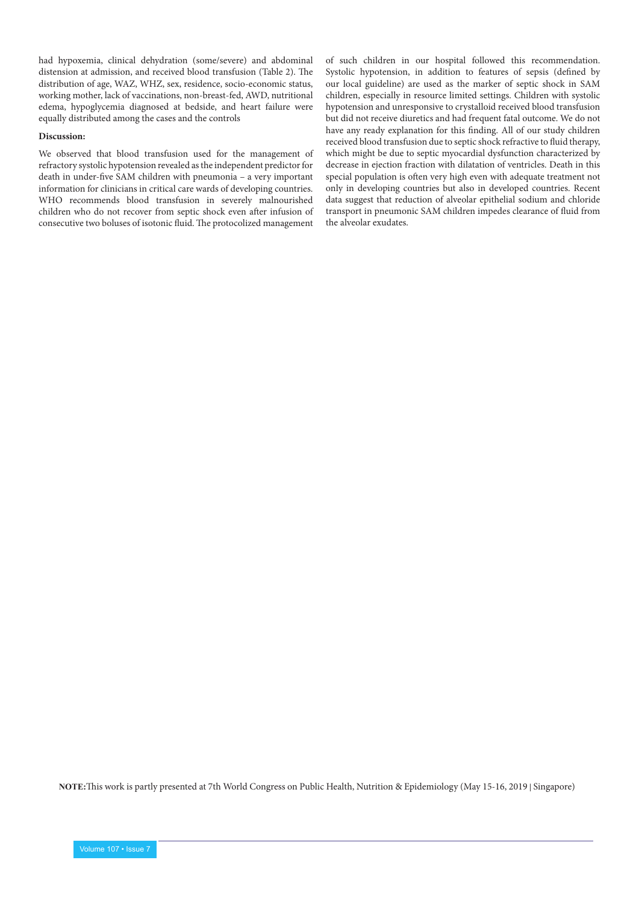had hypoxemia, clinical dehydration (some/severe) and abdominal distension at admission, and received blood transfusion (Table 2). The distribution of age, WAZ, WHZ, sex, residence, socio-economic status, working mother, lack of vaccinations, non-breast-fed, AWD, nutritional edema, hypoglycemia diagnosed at bedside, and heart failure were equally distributed among the cases and the controls

**Discussion:**

We observed that blood transfusion used for the management of refractory systolic hypotension revealed as the independent predictor for death in under-five SAM children with pneumonia – a very important information for clinicians in critical care wards of developing countries. WHO recommends blood transfusion in severely malnourished children who do not recover from septic shock even after infusion of consecutive two boluses of isotonic fluid. The protocolized management of such children in our hospital followed this recommendation. Systolic hypotension, in addition to features of sepsis (defined by our local guideline) are used as the marker of septic shock in SAM children, especially in resource limited settings. Children with systolic hypotension and unresponsive to crystalloid received blood transfusion but did not receive diuretics and had frequent fatal outcome. We do not have any ready explanation for this finding. All of our study children received blood transfusion due to septic shock refractive to fluid therapy, which might be due to septic myocardial dysfunction characterized by decrease in ejection fraction with dilatation of ventricles. Death in this special population is often very high even with adequate treatment not only in developing countries but also in developed countries. Recent data suggest that reduction of alveolar epithelial sodium and chloride transport in pneumonic SAM children impedes clearance of fluid from the alveolar exudates.

**NOTE:** This work is partly presented at 7th World Congress on Public Health, Nutrition & Epidemiology (May 15-16, 2019 | Singapore)